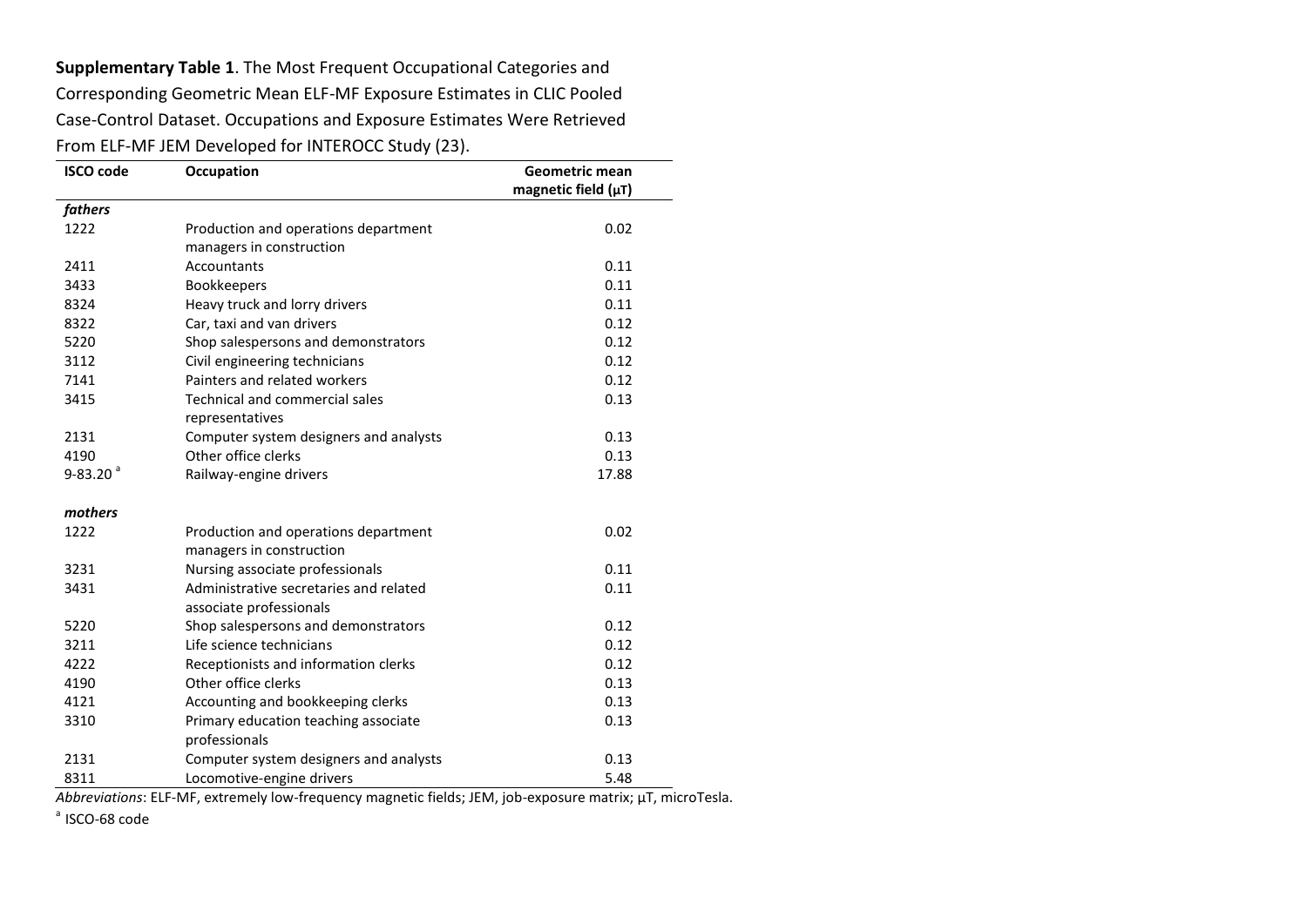**Supplementary Table 1**. The Most Frequent Occupational Categories and Corresponding Geometric Mean ELF-MF Exposure Estimates in CLIC Pooled Case-Control Dataset. Occupations and Exposure Estimates Were Retrieved From ELF-MF JEM Developed for INTEROCC Study (23).

| ISCO code | Occupation | Geometric mean magnetic field (µT) |
|---|---|---|
| ***fathers*** | | |
| 1222 | Production and operations department managers in construction | 0.02 |
| 2411 | Accountants | 0.11 |
| 3433 | Bookkeepers | 0.11 |
| 8324 | Heavy truck and lorry drivers | 0.11 |
| 8322 | Car, taxi and van drivers | 0.12 |
| 5220 | Shop salespersons and demonstrators | 0.12 |
| 3112 | Civil engineering technicians | 0.12 |
| 7141 | Painters and related workers | 0.12 |
| 3415 | Technical and commercial sales representatives | 0.13 |
| 2131 | Computer system designers and analysts | 0.13 |
| 4190 | Other office clerks | 0.13 |
| 9-83.20 [a] | Railway-engine drivers | 17.88 |
| ***mothers*** | | |
| 1222 | Production and operations department managers in construction | 0.02 |
| 3231 | Nursing associate professionals | 0.11 |
| 3431 | Administrative secretaries and related associate professionals | 0.11 |
| 5220 | Shop salespersons and demonstrators | 0.12 |
| 3211 | Life science technicians | 0.12 |
| 4222 | Receptionists and information clerks | 0.12 |
| 4190 | Other office clerks | 0.13 |
| 4121 | Accounting and bookkeeping clerks | 0.13 |
| 3310 | Primary education teaching associate professionals | 0.13 |
| 2131 | Computer system designers and analysts | 0.13 |
| 8311 | Locomotive-engine drivers | 5.48 |

*Abbreviations*: ELF-MF, extremely low-frequency magnetic fields; JEM, job-exposure matrix; µT, microTesla.

[a] ISCO-68 code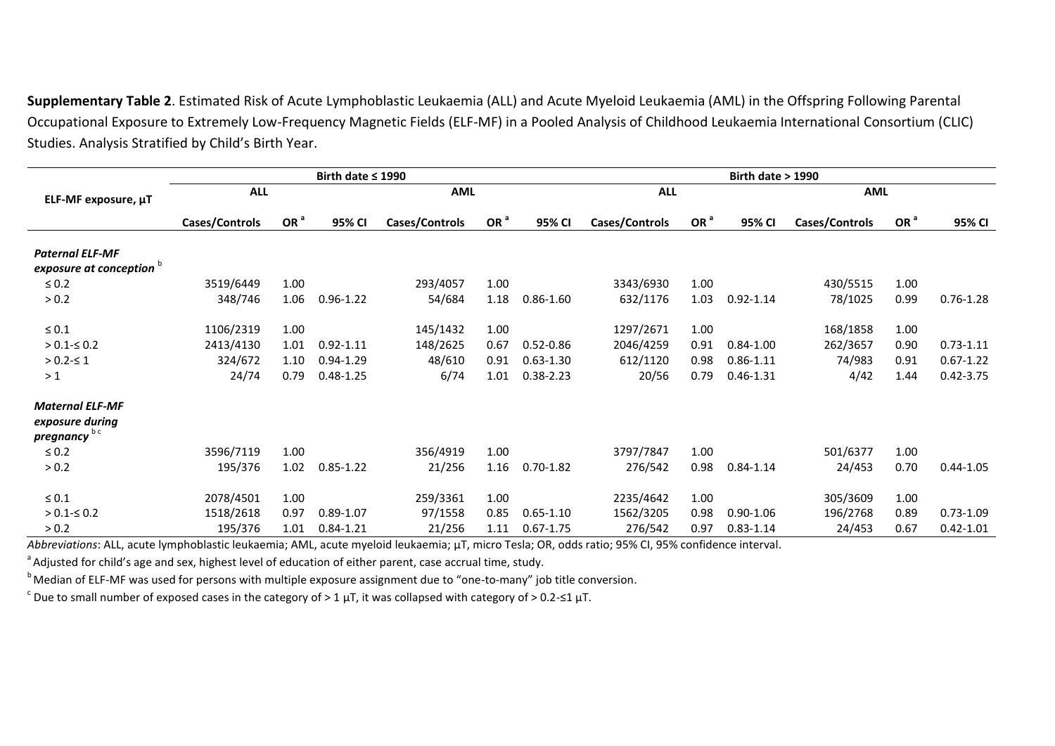**Supplementary Table 2**. Estimated Risk of Acute Lymphoblastic Leukaemia (ALL) and Acute Myeloid Leukaemia (AML) in the Offspring Following Parental Occupational Exposure to Extremely Low-Frequency Magnetic Fields (ELF-MF) in a Pooled Analysis of Childhood Leukaemia International Consortium (CLIC) Studies. Analysis Stratified by Child's Birth Year.

| ELF-MF exposure, μT | Birth date ≤ 1990 | | | | | | Birth date > 1990 | | | | | |
|---|---|---|---|---|---|---|---|---|---|---|---|---|
| | ALL | | | AML | | | ALL | | | AML | | |
| | Cases/Controls | OR [a] | 95% CI | Cases/Controls | OR [a] | 95% CI | Cases/Controls | OR [a] | 95% CI | Cases/Controls | OR [a] | 95% CI |
| ***Paternal ELF-MF exposure at conception*** [b] | | | | | | | | | | | | |
| ≤ 0.2 | 3519/6449 | 1.00 | | 293/4057 | 1.00 | | 3343/6930 | 1.00 | | 430/5515 | 1.00 | |
| > 0.2 | 348/746 | 1.06 | 0.96-1.22 | 54/684 | 1.18 | 0.86-1.60 | 632/1176 | 1.03 | 0.92-1.14 | 78/1025 | 0.99 | 0.76-1.28 |
| ≤ 0.1 | 1106/2319 | 1.00 | | 145/1432 | 1.00 | | 1297/2671 | 1.00 | | 168/1858 | 1.00 | |
| > 0.1-≤ 0.2 | 2413/4130 | 1.01 | 0.92-1.11 | 148/2625 | 0.67 | 0.52-0.86 | 2046/4259 | 0.91 | 0.84-1.00 | 262/3657 | 0.90 | 0.73-1.11 |
| > 0.2-≤ 1 | 324/672 | 1.10 | 0.94-1.29 | 48/610 | 0.91 | 0.63-1.30 | 612/1120 | 0.98 | 0.86-1.11 | 74/983 | 0.91 | 0.67-1.22 |
| > 1 | 24/74 | 0.79 | 0.48-1.25 | 6/74 | 1.01 | 0.38-2.23 | 20/56 | 0.79 | 0.46-1.31 | 4/42 | 1.44 | 0.42-3.75 |
| ***Maternal ELF-MF exposure during pregnancy*** [b c] | | | | | | | | | | | | |
| ≤ 0.2 | 3596/7119 | 1.00 | | 356/4919 | 1.00 | | 3797/7847 | 1.00 | | 501/6377 | 1.00 | |
| > 0.2 | 195/376 | 1.02 | 0.85-1.22 | 21/256 | 1.16 | 0.70-1.82 | 276/542 | 0.98 | 0.84-1.14 | 24/453 | 0.70 | 0.44-1.05 |
| ≤ 0.1 | 2078/4501 | 1.00 | | 259/3361 | 1.00 | | 2235/4642 | 1.00 | | 305/3609 | 1.00 | |
| > 0.1-≤ 0.2 | 1518/2618 | 0.97 | 0.89-1.07 | 97/1558 | 0.85 | 0.65-1.10 | 1562/3205 | 0.98 | 0.90-1.06 | 196/2768 | 0.89 | 0.73-1.09 |
| > 0.2 | 195/376 | 1.01 | 0.84-1.21 | 21/256 | 1.11 | 0.67-1.75 | 276/542 | 0.97 | 0.83-1.14 | 24/453 | 0.67 | 0.42-1.01 |

*Abbreviations*: ALL, acute lymphoblastic leukaemia; AML, acute myeloid leukaemia; μT, micro Tesla; OR, odds ratio; 95% CI, 95% confidence interval.

[a] Adjusted for child's age and sex, highest level of education of either parent, case accrual time, study.

[b] Median of ELF-MF was used for persons with multiple exposure assignment due to "one-to-many" job title conversion.

[c] Due to small number of exposed cases in the category of > 1 μT, it was collapsed with category of > 0.2-≤1 μT.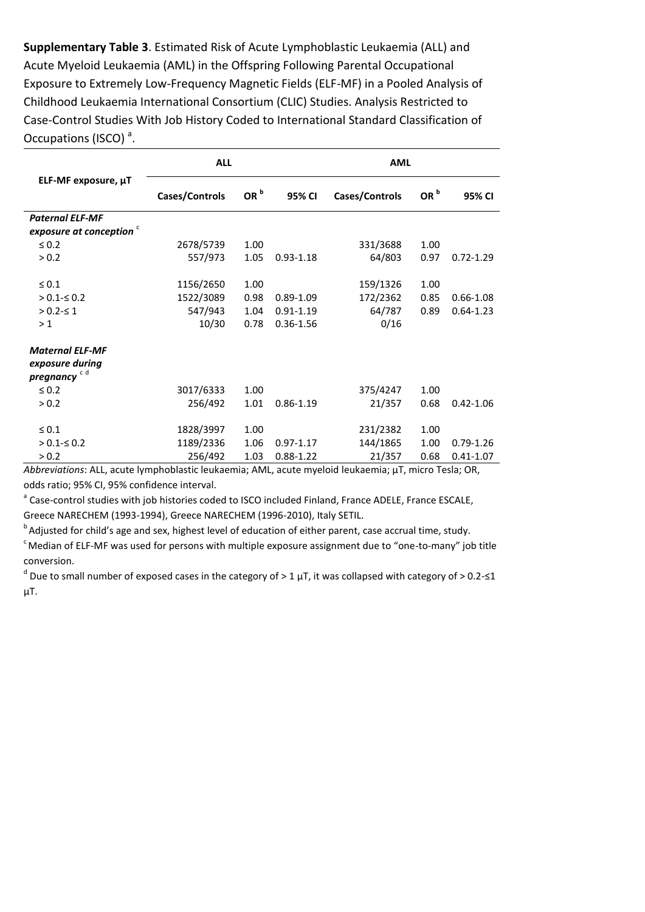**Supplementary Table 3**. Estimated Risk of Acute Lymphoblastic Leukaemia (ALL) and Acute Myeloid Leukaemia (AML) in the Offspring Following Parental Occupational Exposure to Extremely Low-Frequency Magnetic Fields (ELF-MF) in a Pooled Analysis of Childhood Leukaemia International Consortium (CLIC) Studies. Analysis Restricted to Case-Control Studies With Job History Coded to International Standard Classification of Occupations (ISCO) [a].

| ELF-MF exposure, µT | ALL | | | AML | | |
|---|---|---|---|---|---|---|
| | Cases/Controls | OR [b] | 95% CI | Cases/Controls | OR [b] | 95% CI |
| ***Paternal ELF-MF exposure at conception*** [c] | | | | | | |
| ≤ 0.2 | 2678/5739 | 1.00 | | 331/3688 | 1.00 | |
| > 0.2 | 557/973 | 1.05 | 0.93-1.18 | 64/803 | 0.97 | 0.72-1.29 |
| ≤ 0.1 | 1156/2650 | 1.00 | | 159/1326 | 1.00 | |
| > 0.1-≤ 0.2 | 1522/3089 | 0.98 | 0.89-1.09 | 172/2362 | 0.85 | 0.66-1.08 |
| > 0.2-≤ 1 | 547/943 | 1.04 | 0.91-1.19 | 64/787 | 0.89 | 0.64-1.23 |
| > 1 | 10/30 | 0.78 | 0.36-1.56 | 0/16 | | |
| ***Maternal ELF-MF exposure during pregnancy*** [c d] | | | | | | |
| ≤ 0.2 | 3017/6333 | 1.00 | | 375/4247 | 1.00 | |
| > 0.2 | 256/492 | 1.01 | 0.86-1.19 | 21/357 | 0.68 | 0.42-1.06 |
| ≤ 0.1 | 1828/3997 | 1.00 | | 231/2382 | 1.00 | |
| > 0.1-≤ 0.2 | 1189/2336 | 1.06 | 0.97-1.17 | 144/1865 | 1.00 | 0.79-1.26 |
| > 0.2 | 256/492 | 1.03 | 0.88-1.22 | 21/357 | 0.68 | 0.41-1.07 |

*Abbreviations*: ALL, acute lymphoblastic leukaemia; AML, acute myeloid leukaemia; µT, micro Tesla; OR, odds ratio; 95% CI, 95% confidence interval.

[a] Case-control studies with job histories coded to ISCO included Finland, France ADELE, France ESCALE, Greece NARECHEM (1993-1994), Greece NARECHEM (1996-2010), Italy SETIL.

[b] Adjusted for child's age and sex, highest level of education of either parent, case accrual time, study.

[c] Median of ELF-MF was used for persons with multiple exposure assignment due to "one-to-many" job title conversion.

[d] Due to small number of exposed cases in the category of > 1 µT, it was collapsed with category of > 0.2-≤1 µT.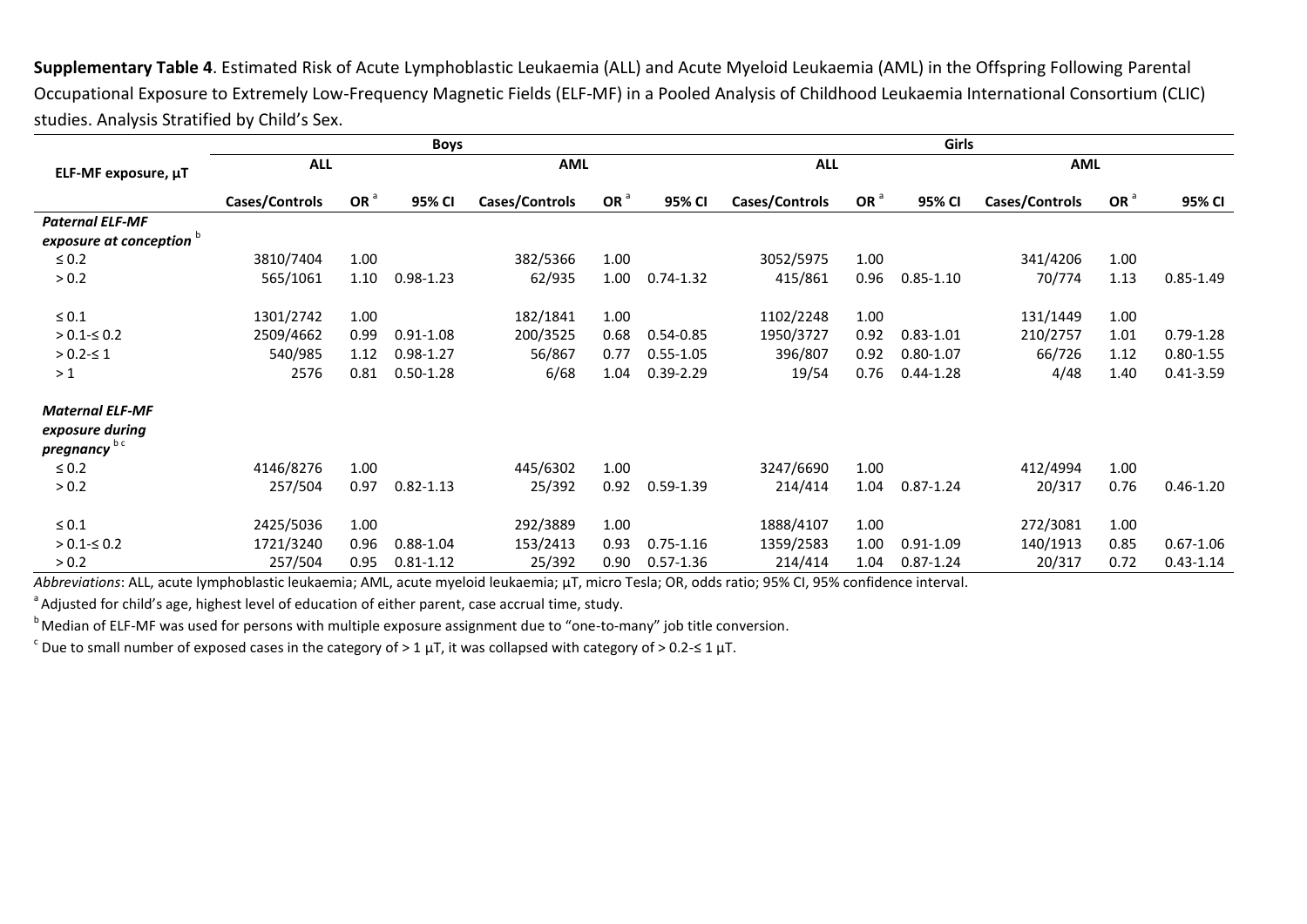**Supplementary Table 4**. Estimated Risk of Acute Lymphoblastic Leukaemia (ALL) and Acute Myeloid Leukaemia (AML) in the Offspring Following Parental Occupational Exposure to Extremely Low-Frequency Magnetic Fields (ELF-MF) in a Pooled Analysis of Childhood Leukaemia International Consortium (CLIC) studies. Analysis Stratified by Child's Sex.

| ELF-MF exposure, µT | Boys | | | | | | Girls | | | | | |
|---|---|---|---|---|---|---|---|---|---|---|---|---|
| | ALL | | | AML | | | ALL | | | AML | | |
| | Cases/Controls | OR [a] | 95% CI | Cases/Controls | OR [a] | 95% CI | Cases/Controls | OR [a] | 95% CI | Cases/Controls | OR [a] | 95% CI |
| ***Paternal ELF-MF exposure at conception*** [b] | | | | | | | | | | | | |
| ≤ 0.2 | 3810/7404 | 1.00 | | 382/5366 | 1.00 | | 3052/5975 | 1.00 | | 341/4206 | 1.00 | |
| > 0.2 | 565/1061 | 1.10 | 0.98-1.23 | 62/935 | 1.00 | 0.74-1.32 | 415/861 | 0.96 | 0.85-1.10 | 70/774 | 1.13 | 0.85-1.49 |
| ≤ 0.1 | 1301/2742 | 1.00 | | 182/1841 | 1.00 | | 1102/2248 | 1.00 | | 131/1449 | 1.00 | |
| > 0.1-≤ 0.2 | 2509/4662 | 0.99 | 0.91-1.08 | 200/3525 | 0.68 | 0.54-0.85 | 1950/3727 | 0.92 | 0.83-1.01 | 210/2757 | 1.01 | 0.79-1.28 |
| > 0.2-≤ 1 | 540/985 | 1.12 | 0.98-1.27 | 56/867 | 0.77 | 0.55-1.05 | 396/807 | 0.92 | 0.80-1.07 | 66/726 | 1.12 | 0.80-1.55 |
| > 1 | 2576 | 0.81 | 0.50-1.28 | 6/68 | 1.04 | 0.39-2.29 | 19/54 | 0.76 | 0.44-1.28 | 4/48 | 1.40 | 0.41-3.59 |
| ***Maternal ELF-MF exposure during pregnancy*** [b c] | | | | | | | | | | | | |
| ≤ 0.2 | 4146/8276 | 1.00 | | 445/6302 | 1.00 | | 3247/6690 | 1.00 | | 412/4994 | 1.00 | |
| > 0.2 | 257/504 | 0.97 | 0.82-1.13 | 25/392 | 0.92 | 0.59-1.39 | 214/414 | 1.04 | 0.87-1.24 | 20/317 | 0.76 | 0.46-1.20 |
| ≤ 0.1 | 2425/5036 | 1.00 | | 292/3889 | 1.00 | | 1888/4107 | 1.00 | | 272/3081 | 1.00 | |
| > 0.1-≤ 0.2 | 1721/3240 | 0.96 | 0.88-1.04 | 153/2413 | 0.93 | 0.75-1.16 | 1359/2583 | 1.00 | 0.91-1.09 | 140/1913 | 0.85 | 0.67-1.06 |
| > 0.2 | 257/504 | 0.95 | 0.81-1.12 | 25/392 | 0.90 | 0.57-1.36 | 214/414 | 1.04 | 0.87-1.24 | 20/317 | 0.72 | 0.43-1.14 |

*Abbreviations*: ALL, acute lymphoblastic leukaemia; AML, acute myeloid leukaemia; µT, micro Tesla; OR, odds ratio; 95% CI, 95% confidence interval.

[a] Adjusted for child's age, highest level of education of either parent, case accrual time, study.

[b] Median of ELF-MF was used for persons with multiple exposure assignment due to "one-to-many" job title conversion.

[c] Due to small number of exposed cases in the category of > 1 µT, it was collapsed with category of > 0.2-≤ 1 µT.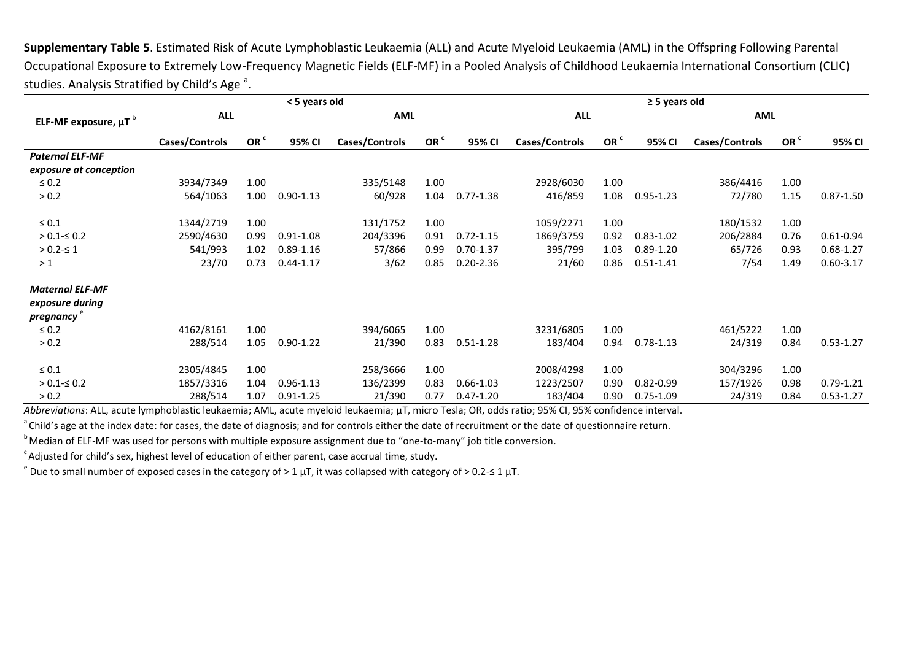**Supplementary Table 5**. Estimated Risk of Acute Lymphoblastic Leukaemia (ALL) and Acute Myeloid Leukaemia (AML) in the Offspring Following Parental Occupational Exposure to Extremely Low-Frequency Magnetic Fields (ELF-MF) in a Pooled Analysis of Childhood Leukaemia International Consortium (CLIC) studies. Analysis Stratified by Child's Age [a].

| ELF-MF exposure, µT [b] | < 5 years old | | | | | | ≥ 5 years old | | | | | |
|---|---|---|---|---|---|---|---|---|---|---|---|---|
| | ALL | | | AML | | | ALL | | | AML | | |
| | Cases/Controls | OR [c] | 95% CI | Cases/Controls | OR [c] | 95% CI | Cases/Controls | OR [c] | 95% CI | Cases/Controls | OR [c] | 95% CI |
| ***Paternal ELF-MF exposure at conception*** | | | | | | | | | | | | |
| ≤ 0.2 | 3934/7349 | 1.00 | | 335/5148 | 1.00 | | 2928/6030 | 1.00 | | 386/4416 | 1.00 | |
| > 0.2 | 564/1063 | 1.00 | 0.90-1.13 | 60/928 | 1.04 | 0.77-1.38 | 416/859 | 1.08 | 0.95-1.23 | 72/780 | 1.15 | 0.87-1.50 |
| ≤ 0.1 | 1344/2719 | 1.00 | | 131/1752 | 1.00 | | 1059/2271 | 1.00 | | 180/1532 | 1.00 | |
| > 0.1-≤ 0.2 | 2590/4630 | 0.99 | 0.91-1.08 | 204/3396 | 0.91 | 0.72-1.15 | 1869/3759 | 0.92 | 0.83-1.02 | 206/2884 | 0.76 | 0.61-0.94 |
| > 0.2-≤ 1 | 541/993 | 1.02 | 0.89-1.16 | 57/866 | 0.99 | 0.70-1.37 | 395/799 | 1.03 | 0.89-1.20 | 65/726 | 0.93 | 0.68-1.27 |
| > 1 | 23/70 | 0.73 | 0.44-1.17 | 3/62 | 0.85 | 0.20-2.36 | 21/60 | 0.86 | 0.51-1.41 | 7/54 | 1.49 | 0.60-3.17 |
| ***Maternal ELF-MF exposure during pregnancy*** [e] | | | | | | | | | | | | |
| ≤ 0.2 | 4162/8161 | 1.00 | | 394/6065 | 1.00 | | 3231/6805 | 1.00 | | 461/5222 | 1.00 | |
| > 0.2 | 288/514 | 1.05 | 0.90-1.22 | 21/390 | 0.83 | 0.51-1.28 | 183/404 | 0.94 | 0.78-1.13 | 24/319 | 0.84 | 0.53-1.27 |
| ≤ 0.1 | 2305/4845 | 1.00 | | 258/3666 | 1.00 | | 2008/4298 | 1.00 | | 304/3296 | 1.00 | |
| > 0.1-≤ 0.2 | 1857/3316 | 1.04 | 0.96-1.13 | 136/2399 | 0.83 | 0.66-1.03 | 1223/2507 | 0.90 | 0.82-0.99 | 157/1926 | 0.98 | 0.79-1.21 |
| > 0.2 | 288/514 | 1.07 | 0.91-1.25 | 21/390 | 0.77 | 0.47-1.20 | 183/404 | 0.90 | 0.75-1.09 | 24/319 | 0.84 | 0.53-1.27 |

*Abbreviations*: ALL, acute lymphoblastic leukaemia; AML, acute myeloid leukaemia; µT, micro Tesla; OR, odds ratio; 95% CI, 95% confidence interval.

[a] Child's age at the index date: for cases, the date of diagnosis; and for controls either the date of recruitment or the date of questionnaire return.

[b] Median of ELF-MF was used for persons with multiple exposure assignment due to "one-to-many" job title conversion.

[c] Adjusted for child's sex, highest level of education of either parent, case accrual time, study.

[e] Due to small number of exposed cases in the category of > 1 µT, it was collapsed with category of > 0.2-≤ 1 µT.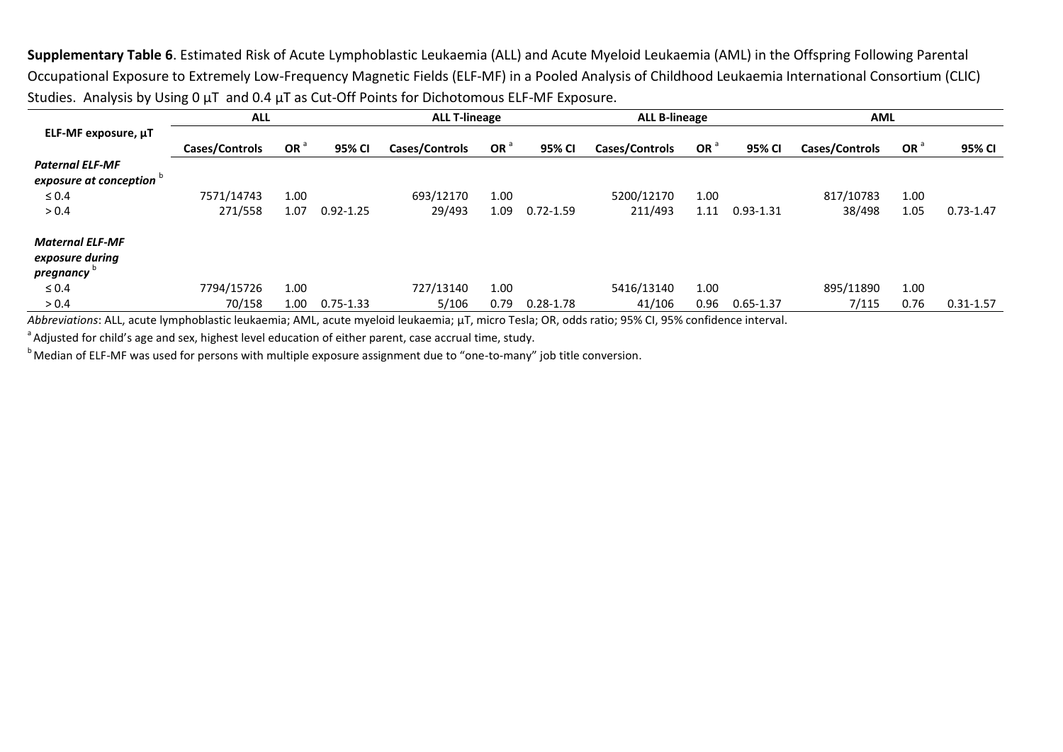**Supplementary Table 6**. Estimated Risk of Acute Lymphoblastic Leukaemia (ALL) and Acute Myeloid Leukaemia (AML) in the Offspring Following Parental Occupational Exposure to Extremely Low-Frequency Magnetic Fields (ELF-MF) in a Pooled Analysis of Childhood Leukaemia International Consortium (CLIC) Studies. Analysis by Using 0 µT and 0.4 µT as Cut-Off Points for Dichotomous ELF-MF Exposure.

| ELF-MF exposure, µT | ALL | | | ALL T-lineage | | | ALL B-lineage | | | AML | | |
|---|---|---|---|---|---|---|---|---|---|---|---|---|
| | Cases/Controls | OR [a] | 95% CI | Cases/Controls | OR [a] | 95% CI | Cases/Controls | OR [a] | 95% CI | Cases/Controls | OR [a] | 95% CI |
| ***Paternal ELF-MF exposure at conception*** [b] | | | | | | | | | | | | |
| ≤ 0.4 | 7571/14743 | 1.00 | | 693/12170 | 1.00 | | 5200/12170 | 1.00 | | 817/10783 | 1.00 | |
| > 0.4 | 271/558 | 1.07 | 0.92-1.25 | 29/493 | 1.09 | 0.72-1.59 | 211/493 | 1.11 | 0.93-1.31 | 38/498 | 1.05 | 0.73-1.47 |
| ***Maternal ELF-MF exposure during pregnancy*** [b] | | | | | | | | | | | | |
| ≤ 0.4 | 7794/15726 | 1.00 | | 727/13140 | 1.00 | | 5416/13140 | 1.00 | | 895/11890 | 1.00 | |
| > 0.4 | 70/158 | 1.00 | 0.75-1.33 | 5/106 | 0.79 | 0.28-1.78 | 41/106 | 0.96 | 0.65-1.37 | 7/115 | 0.76 | 0.31-1.57 |

*Abbreviations*: ALL, acute lymphoblastic leukaemia; AML, acute myeloid leukaemia; µT, micro Tesla; OR, odds ratio; 95% CI, 95% confidence interval.

[a] Adjusted for child's age and sex, highest level education of either parent, case accrual time, study.

[b] Median of ELF-MF was used for persons with multiple exposure assignment due to "one-to-many" job title conversion.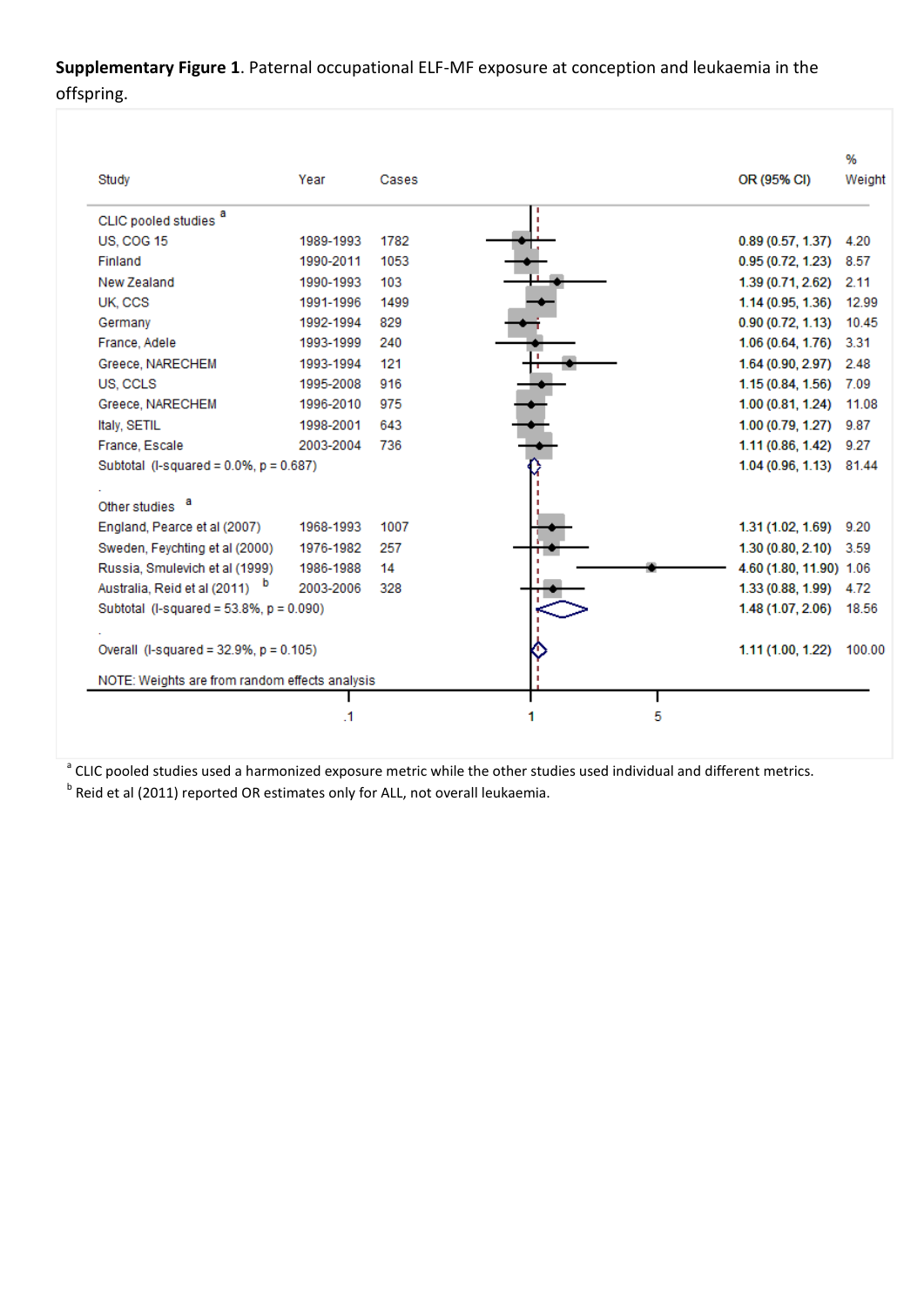**Supplementary Figure 1**. Paternal occupational ELF-MF exposure at conception and leukaemia in the offspring.

| Study | Year | Cases | OR (95% CI) | % Weight |
|---|---|---|---|---|
| CLIC pooled studies [a] | | | | |
| US, COG 15 | 1989-1993 | 1782 | 0.89 (0.57, 1.37) | 4.20 |
| Finland | 1990-2011 | 1053 | 0.95 (0.72, 1.23) | 8.57 |
| New Zealand | 1990-1993 | 103 | 1.39 (0.71, 2.62) | 2.11 |
| UK, CCS | 1991-1996 | 1499 | 1.14 (0.95, 1.36) | 12.99 |
| Germany | 1992-1994 | 829 | 0.90 (0.72, 1.13) | 10.45 |
| France, Adele | 1993-1999 | 240 | 1.06 (0.64, 1.76) | 3.31 |
| Greece, NARECHEM | 1993-1994 | 121 | 1.64 (0.90, 2.97) | 2.48 |
| US, CCLS | 1995-2008 | 916 | 1.15 (0.84, 1.56) | 7.09 |
| Greece, NARECHEM | 1996-2010 | 975 | 1.00 (0.81, 1.24) | 11.08 |
| Italy, SETIL | 1998-2001 | 643 | 1.00 (0.79, 1.27) | 9.87 |
| France, Escale | 2003-2004 | 736 | 1.11 (0.86, 1.42) | 9.27 |
| Subtotal (I-squared = 0.0%, p = 0.687) | | | 1.04 (0.96, 1.13) | 81.44 |
| Other studies [a] | | | | |
| England, Pearce et al (2007) | 1968-1993 | 1007 | 1.31 (1.02, 1.69) | 9.20 |
| Sweden, Feychting et al (2000) | 1976-1982 | 257 | 1.30 (0.80, 2.10) | 3.59 |
| Russia, Smulevich et al (1999) | 1986-1988 | 14 | 4.60 (1.80, 11.90) | 1.06 |
| Australia, Reid et al (2011) [b] | 2003-2006 | 328 | 1.33 (0.88, 1.99) | 4.72 |
| Subtotal (I-squared = 53.8%, p = 0.090) | | | 1.48 (1.07, 2.06) | 18.56 |
| Overall (I-squared = 32.9%, p = 0.105) | | | 1.11 (1.00, 1.22) | 100.00 |

NOTE: Weights are from random effects analysis

[a] CLIC pooled studies used a harmonized exposure metric while the other studies used individual and different metrics.

[b] Reid et al (2011) reported OR estimates only for ALL, not overall leukaemia.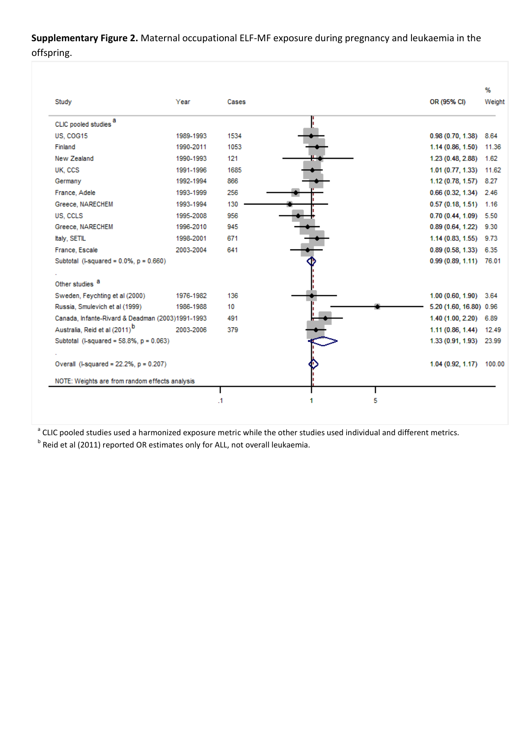**Supplementary Figure 2.** Maternal occupational ELF-MF exposure during pregnancy and leukaemia in the offspring.

| Study | Year | Cases | OR (95% CI) | % Weight |
|---|---|---|---|---|
| CLIC pooled studies [a] | | | | |
| US, COG15 | 1989-1993 | 1534 | 0.98 (0.70, 1.38) | 8.64 |
| Finland | 1990-2011 | 1053 | 1.14 (0.86, 1.50) | 11.36 |
| New Zealand | 1990-1993 | 121 | 1.23 (0.48, 2.88) | 1.62 |
| UK, CCS | 1991-1996 | 1685 | 1.01 (0.77, 1.33) | 11.62 |
| Germany | 1992-1994 | 866 | 1.12 (0.78, 1.57) | 8.27 |
| France, Adele | 1993-1999 | 256 | 0.66 (0.32, 1.34) | 2.46 |
| Greece, NARECHEM | 1993-1994 | 130 | 0.57 (0.18, 1.51) | 1.16 |
| US, CCLS | 1995-2008 | 956 | 0.70 (0.44, 1.09) | 5.50 |
| Greece, NARECHEM | 1996-2010 | 945 | 0.89 (0.64, 1.22) | 9.30 |
| Italy, SETIL | 1998-2001 | 671 | 1.14 (0.83, 1.55) | 9.73 |
| France, Escale | 2003-2004 | 641 | 0.89 (0.58, 1.33) | 6.35 |
| Subtotal (I-squared = 0.0%, p = 0.660) | | | 0.99 (0.89, 1.11) | 76.01 |
| Other studies [a] | | | | |
| Sweden, Feychting et al (2000) | 1976-1982 | 136 | 1.00 (0.60, 1.90) | 3.64 |
| Russia, Smulevich et al (1999) | 1986-1988 | 10 | 5.20 (1.60, 16.80) | 0.96 |
| Canada, Infante-Rivard & Deadman (2003) | 1991-1993 | 491 | 1.40 (1.00, 2.20) | 6.89 |
| Australia, Reid et al (2011)[b] | 2003-2006 | 379 | 1.11 (0.86, 1.44) | 12.49 |
| Subtotal (I-squared = 58.8%, p = 0.063) | | | 1.33 (0.91, 1.93) | 23.99 |
| Overall (I-squared = 22.2%, p = 0.207) | | | 1.04 (0.92, 1.17) | 100.00 |

NOTE: Weights are from random effects analysis

[a] CLIC pooled studies used a harmonized exposure metric while the other studies used individual and different metrics.

[b] Reid et al (2011) reported OR estimates only for ALL, not overall leukaemia.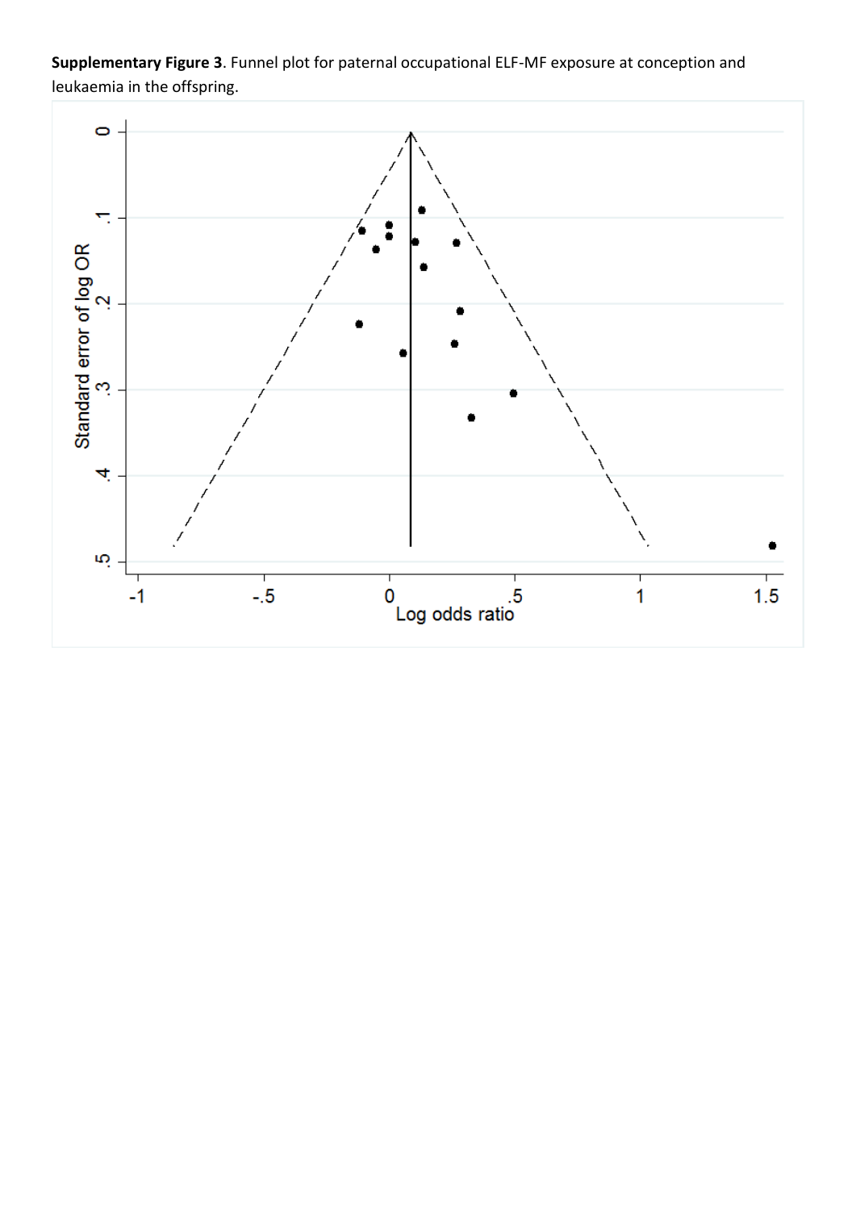**Supplementary Figure 3**. Funnel plot for paternal occupational ELF-MF exposure at conception and leukaemia in the offspring.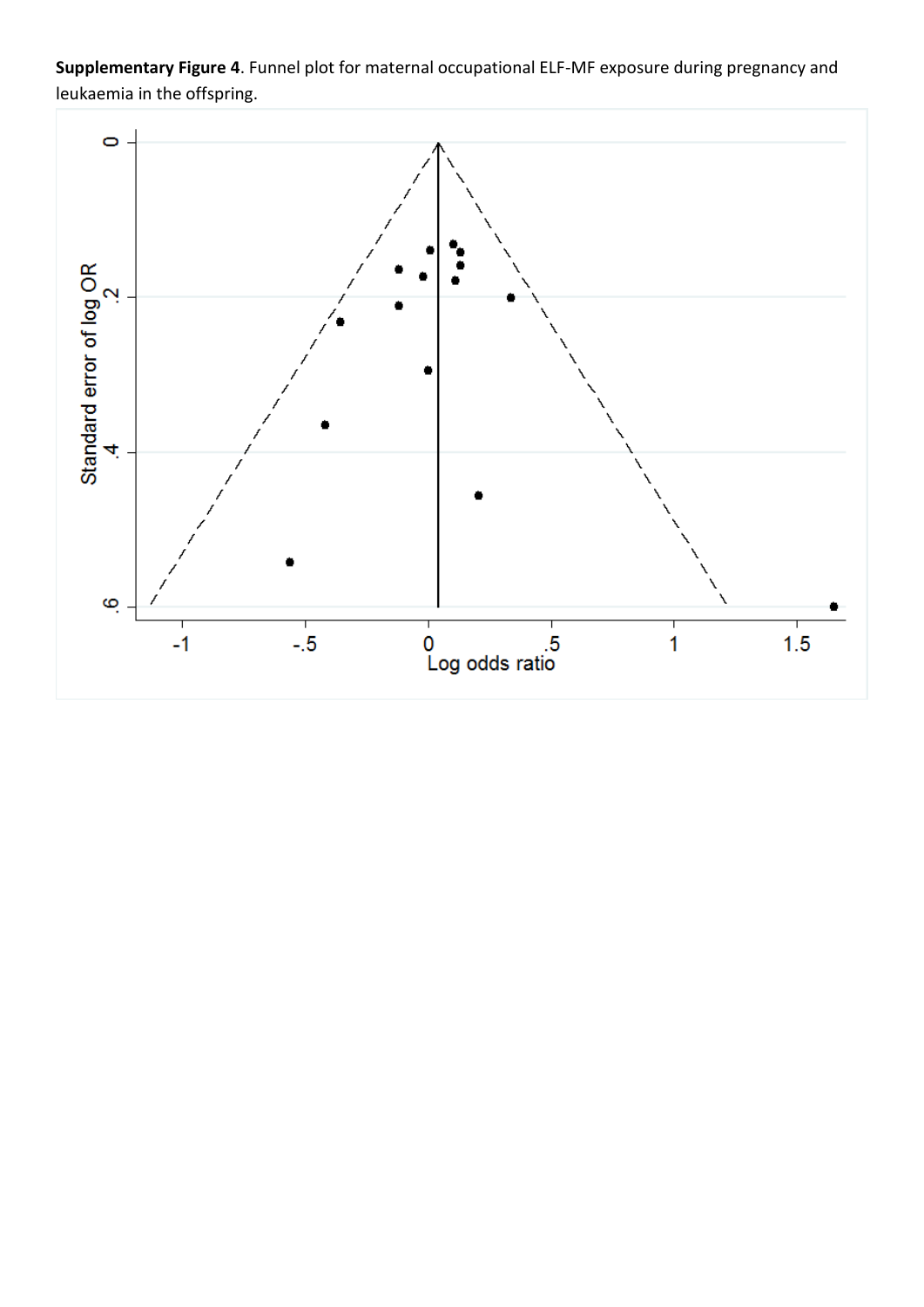**Supplementary Figure 4**. Funnel plot for maternal occupational ELF-MF exposure during pregnancy and leukaemia in the offspring.

Standard error of log OR

0

.2

.4

.6

-1

-.5

0

.5

1

1.5

Log odds ratio